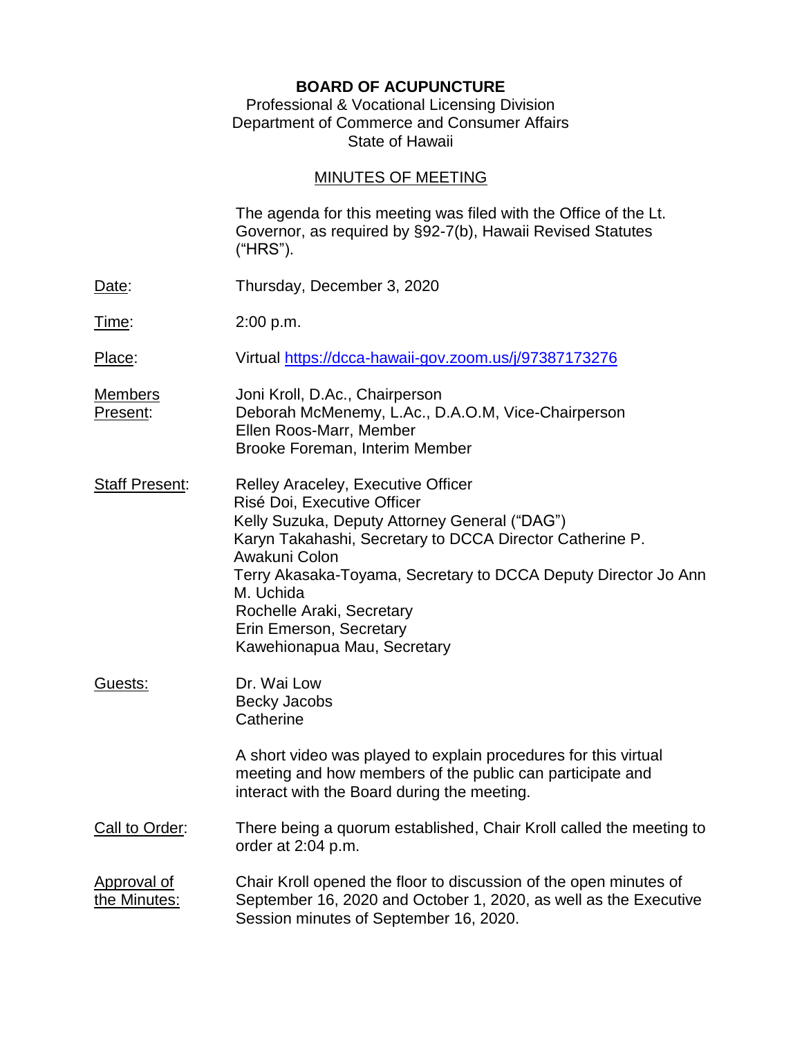**BOARD OF ACUPUNCTURE**
Professional & Vocational Licensing Division
Department of Commerce and Consumer Affairs
State of Hawaii

MINUTES OF MEETING

The agenda for this meeting was filed with the Office of the Lt. Governor, as required by §92-7(b), Hawaii Revised Statutes ("HRS").

Date: Thursday, December 3, 2020

Time: 2:00 p.m.

Place: Virtual https://dcca-hawaii-gov.zoom.us/j/97387173276

Members Present:
Joni Kroll, D.Ac., Chairperson
Deborah McMenemy, L.Ac., D.A.O.M, Vice-Chairperson
Ellen Roos-Marr, Member
Brooke Foreman, Interim Member

Staff Present:
Relley Araceley, Executive Officer
Risé Doi, Executive Officer
Kelly Suzuka, Deputy Attorney General ("DAG")
Karyn Takahashi, Secretary to DCCA Director Catherine P. Awakuni Colon
Terry Akasaka-Toyama, Secretary to DCCA Deputy Director Jo Ann M. Uchida
Rochelle Araki, Secretary
Erin Emerson, Secretary
Kawehionapua Mau, Secretary

Guests:
Dr. Wai Low
Becky Jacobs
Catherine

A short video was played to explain procedures for this virtual meeting and how members of the public can participate and interact with the Board during the meeting.

Call to Order: There being a quorum established, Chair Kroll called the meeting to order at 2:04 p.m.

Approval of the Minutes: Chair Kroll opened the floor to discussion of the open minutes of September 16, 2020 and October 1, 2020, as well as the Executive Session minutes of September 16, 2020.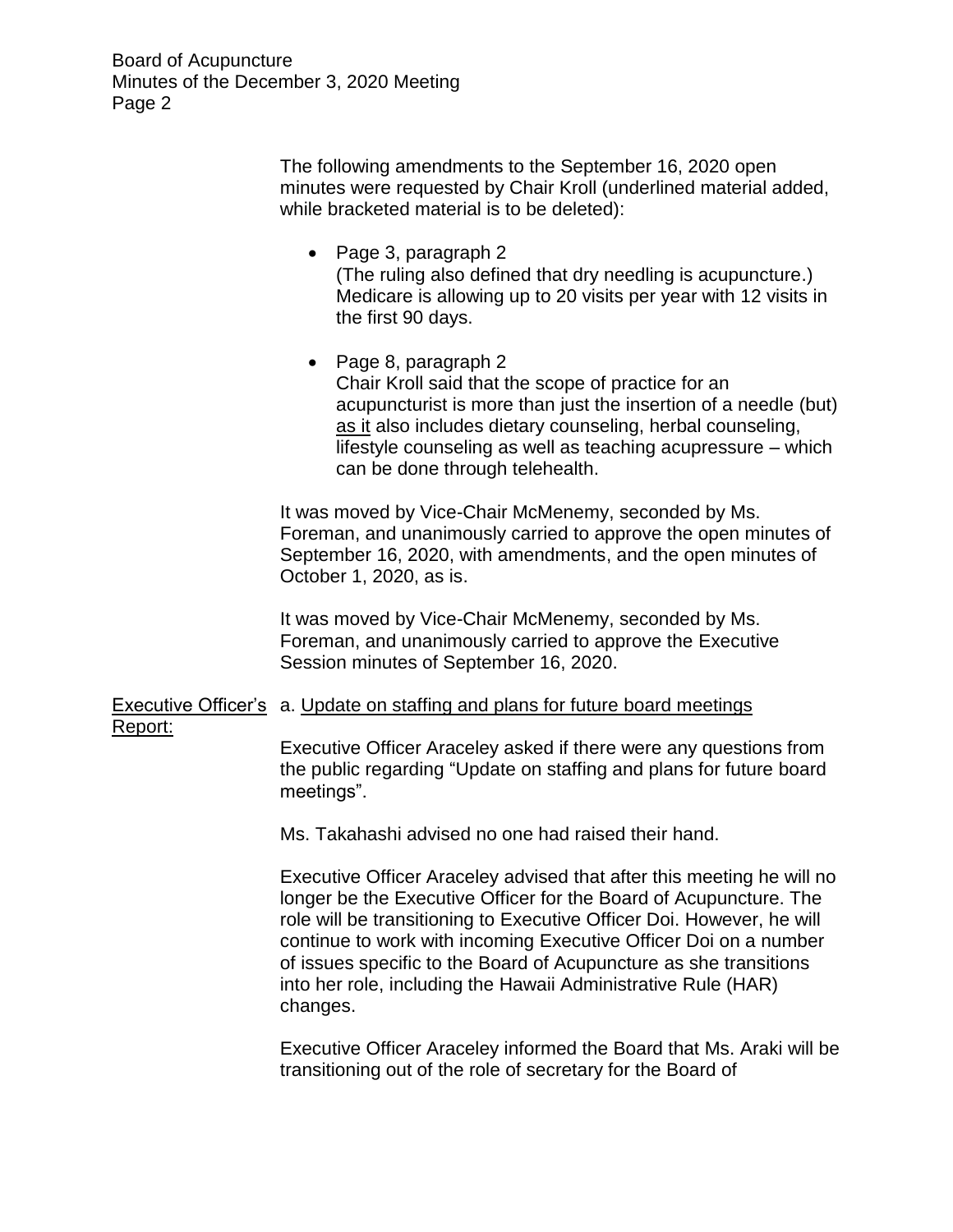The following amendments to the September 16, 2020 open minutes were requested by Chair Kroll (underlined material added, while bracketed material is to be deleted):

- Page 3, paragraph 2
  (The ruling also defined that dry needling is acupuncture.) Medicare is allowing up to 20 visits per year with 12 visits in the first 90 days.

- Page 8, paragraph 2
  Chair Kroll said that the scope of practice for an acupuncturist is more than just the insertion of a needle (but) <u>as it</u> also includes dietary counseling, herbal counseling, lifestyle counseling as well as teaching acupressure – which can be done through telehealth.

It was moved by Vice-Chair McMenemy, seconded by Ms. Foreman, and unanimously carried to approve the open minutes of September 16, 2020, with amendments, and the open minutes of October 1, 2020, as is.

It was moved by Vice-Chair McMenemy, seconded by Ms. Foreman, and unanimously carried to approve the Executive Session minutes of September 16, 2020.

<u>Executive Officer's Report:</u>

a. <u>Update on staffing and plans for future board meetings</u>

Executive Officer Araceley asked if there were any questions from the public regarding "Update on staffing and plans for future board meetings".

Ms. Takahashi advised no one had raised their hand.

Executive Officer Araceley advised that after this meeting he will no longer be the Executive Officer for the Board of Acupuncture. The role will be transitioning to Executive Officer Doi. However, he will continue to work with incoming Executive Officer Doi on a number of issues specific to the Board of Acupuncture as she transitions into her role, including the Hawaii Administrative Rule (HAR) changes.

Executive Officer Araceley informed the Board that Ms. Araki will be transitioning out of the role of secretary for the Board of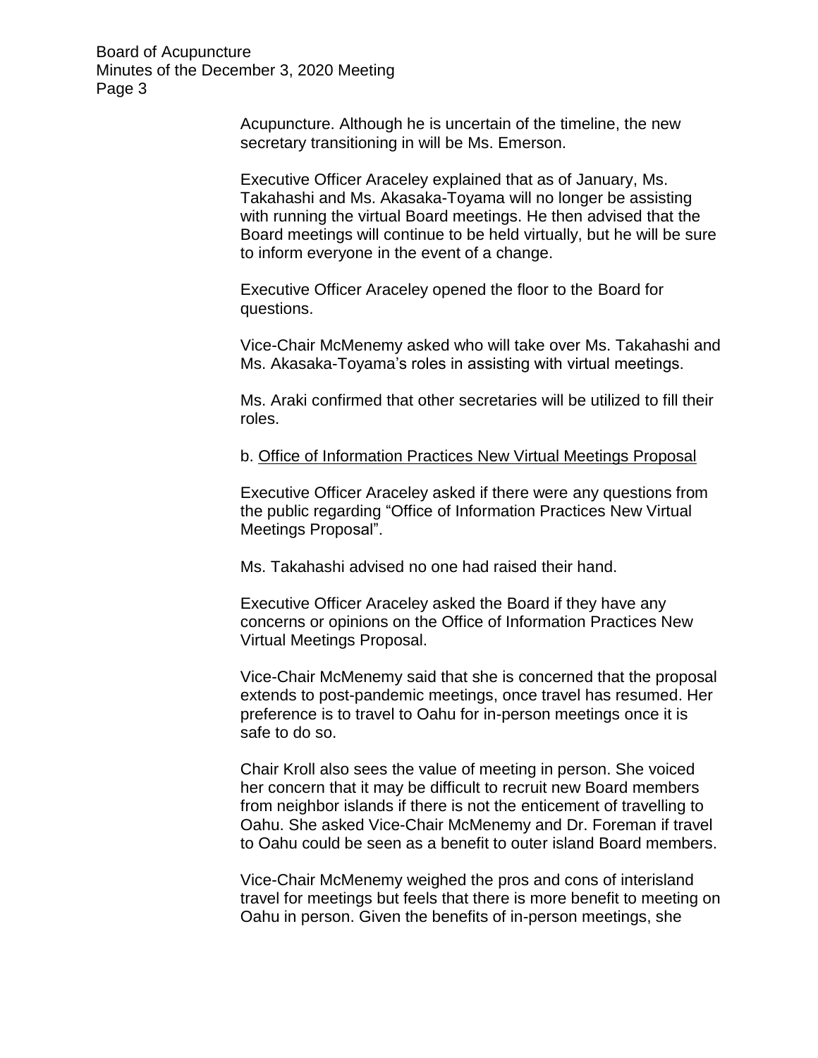Acupuncture. Although he is uncertain of the timeline, the new secretary transitioning in will be Ms. Emerson.

Executive Officer Araceley explained that as of January, Ms. Takahashi and Ms. Akasaka-Toyama will no longer be assisting with running the virtual Board meetings. He then advised that the Board meetings will continue to be held virtually, but he will be sure to inform everyone in the event of a change.

Executive Officer Araceley opened the floor to the Board for questions.

Vice-Chair McMenemy asked who will take over Ms. Takahashi and Ms. Akasaka-Toyama's roles in assisting with virtual meetings.

Ms. Araki confirmed that other secretaries will be utilized to fill their roles.

b. <u>Office of Information Practices New Virtual Meetings Proposal</u>

Executive Officer Araceley asked if there were any questions from the public regarding "Office of Information Practices New Virtual Meetings Proposal".

Ms. Takahashi advised no one had raised their hand.

Executive Officer Araceley asked the Board if they have any concerns or opinions on the Office of Information Practices New Virtual Meetings Proposal.

Vice-Chair McMenemy said that she is concerned that the proposal extends to post-pandemic meetings, once travel has resumed. Her preference is to travel to Oahu for in-person meetings once it is safe to do so.

Chair Kroll also sees the value of meeting in person. She voiced her concern that it may be difficult to recruit new Board members from neighbor islands if there is not the enticement of travelling to Oahu. She asked Vice-Chair McMenemy and Dr. Foreman if travel to Oahu could be seen as a benefit to outer island Board members.

Vice-Chair McMenemy weighed the pros and cons of interisland travel for meetings but feels that there is more benefit to meeting on Oahu in person. Given the benefits of in-person meetings, she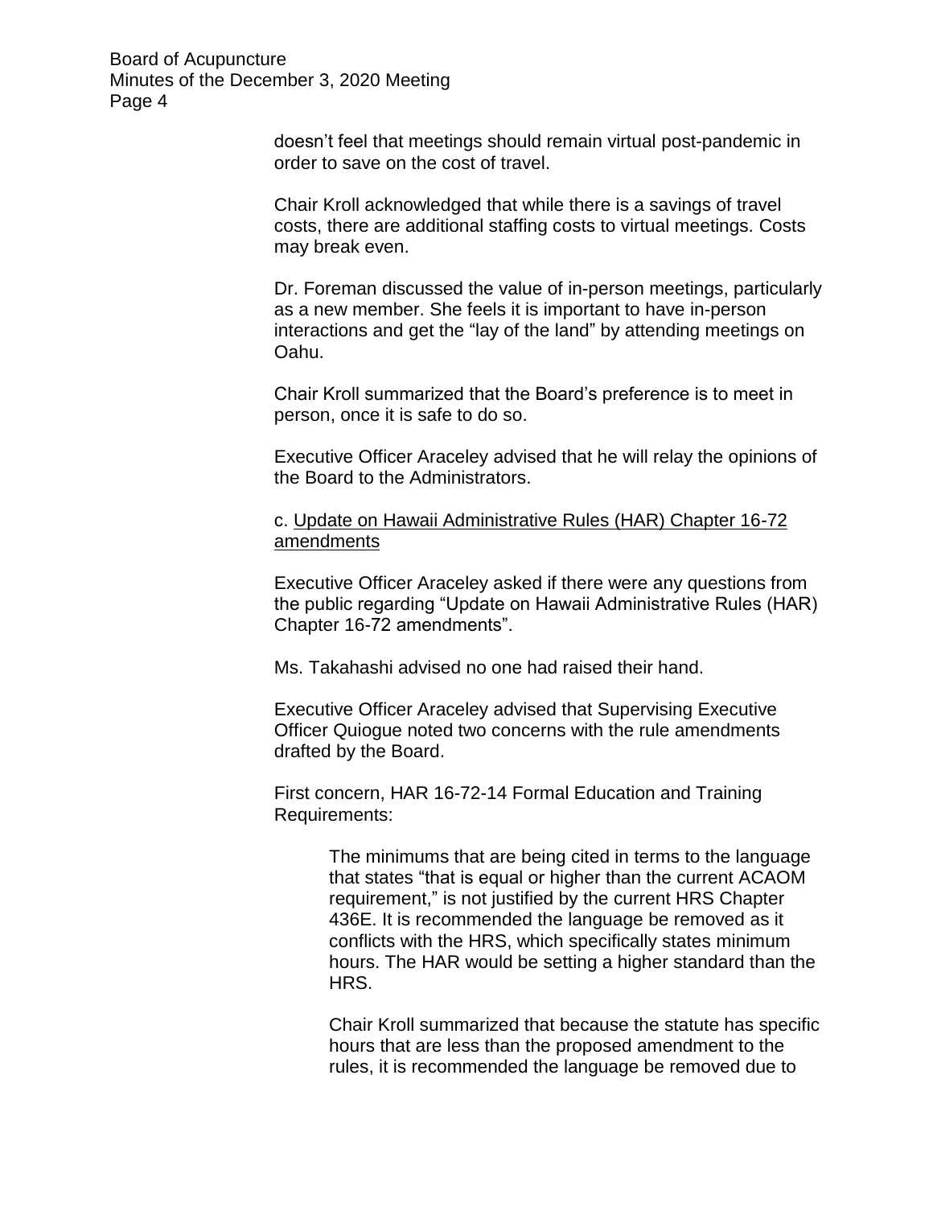doesn't feel that meetings should remain virtual post-pandemic in order to save on the cost of travel.

Chair Kroll acknowledged that while there is a savings of travel costs, there are additional staffing costs to virtual meetings. Costs may break even.

Dr. Foreman discussed the value of in-person meetings, particularly as a new member. She feels it is important to have in-person interactions and get the "lay of the land" by attending meetings on Oahu.

Chair Kroll summarized that the Board's preference is to meet in person, once it is safe to do so.

Executive Officer Araceley advised that he will relay the opinions of the Board to the Administrators.

c. <u>Update on Hawaii Administrative Rules (HAR) Chapter 16-72 amendments</u>

Executive Officer Araceley asked if there were any questions from the public regarding "Update on Hawaii Administrative Rules (HAR) Chapter 16-72 amendments".

Ms. Takahashi advised no one had raised their hand.

Executive Officer Araceley advised that Supervising Executive Officer Quiogue noted two concerns with the rule amendments drafted by the Board.

First concern, HAR 16-72-14 Formal Education and Training Requirements:

> The minimums that are being cited in terms to the language that states "that is equal or higher than the current ACAOM requirement," is not justified by the current HRS Chapter 436E. It is recommended the language be removed as it conflicts with the HRS, which specifically states minimum hours. The HAR would be setting a higher standard than the HRS.
>
> Chair Kroll summarized that because the statute has specific hours that are less than the proposed amendment to the rules, it is recommended the language be removed due to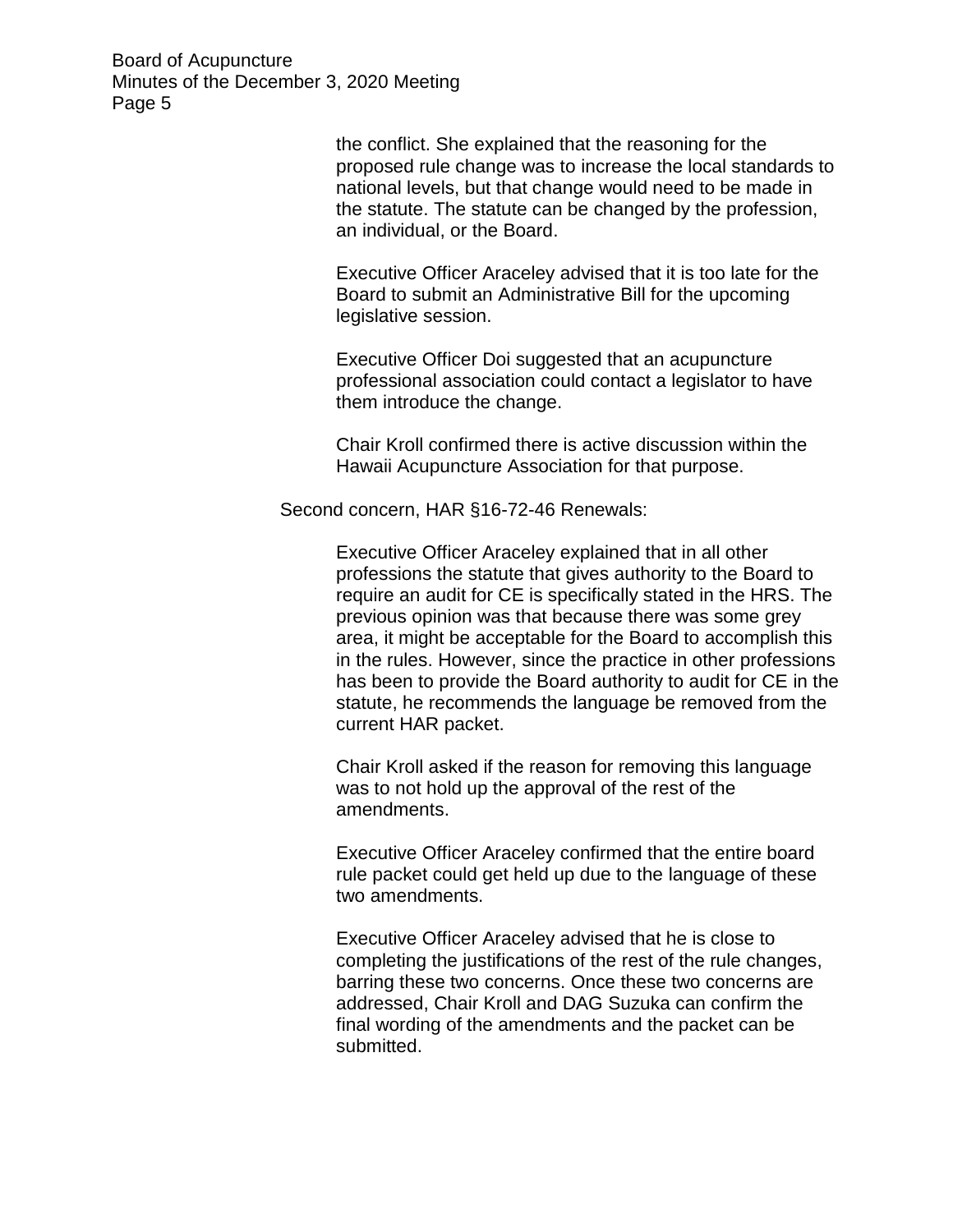the conflict. She explained that the reasoning for the proposed rule change was to increase the local standards to national levels, but that change would need to be made in the statute. The statute can be changed by the profession, an individual, or the Board.

Executive Officer Araceley advised that it is too late for the Board to submit an Administrative Bill for the upcoming legislative session.

Executive Officer Doi suggested that an acupuncture professional association could contact a legislator to have them introduce the change.

Chair Kroll confirmed there is active discussion within the Hawaii Acupuncture Association for that purpose.

Second concern, HAR §16-72-46 Renewals:

Executive Officer Araceley explained that in all other professions the statute that gives authority to the Board to require an audit for CE is specifically stated in the HRS. The previous opinion was that because there was some grey area, it might be acceptable for the Board to accomplish this in the rules. However, since the practice in other professions has been to provide the Board authority to audit for CE in the statute, he recommends the language be removed from the current HAR packet.

Chair Kroll asked if the reason for removing this language was to not hold up the approval of the rest of the amendments.

Executive Officer Araceley confirmed that the entire board rule packet could get held up due to the language of these two amendments.

Executive Officer Araceley advised that he is close to completing the justifications of the rest of the rule changes, barring these two concerns. Once these two concerns are addressed, Chair Kroll and DAG Suzuka can confirm the final wording of the amendments and the packet can be submitted.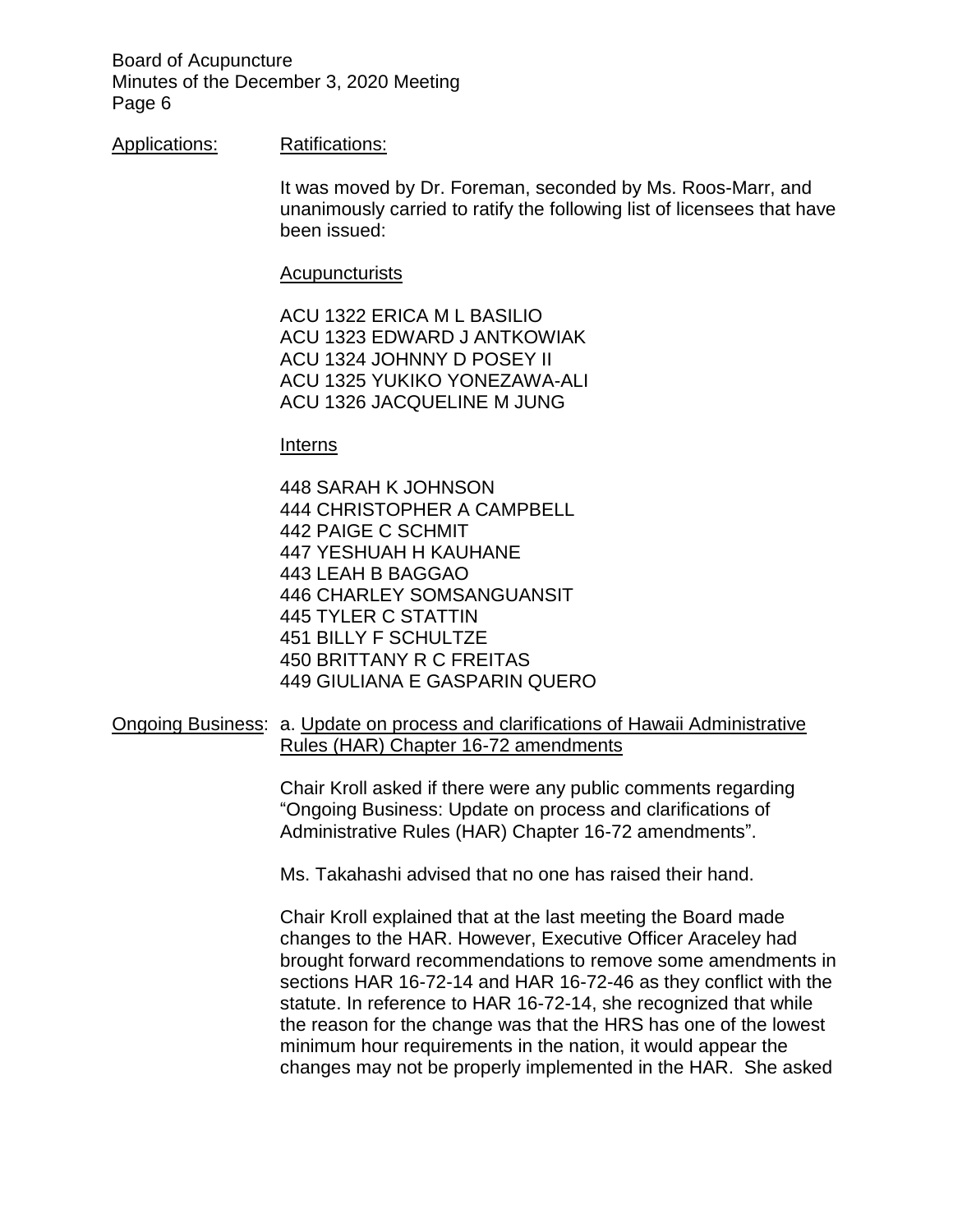Applications: Ratifications:

It was moved by Dr. Foreman, seconded by Ms. Roos-Marr, and unanimously carried to ratify the following list of licensees that have been issued:

Acupuncturists

ACU 1322 ERICA M L BASILIO
ACU 1323 EDWARD J ANTKOWIAK
ACU 1324 JOHNNY D POSEY II
ACU 1325 YUKIKO YONEZAWA-ALI
ACU 1326 JACQUELINE M JUNG

Interns

448 SARAH K JOHNSON
444 CHRISTOPHER A CAMPBELL
442 PAIGE C SCHMIT
447 YESHUAH H KAUHANE
443 LEAH B BAGGAO
446 CHARLEY SOMSANGUANSIT
445 TYLER C STATTIN
451 BILLY F SCHULTZE
450 BRITTANY R C FREITAS
449 GIULIANA E GASPARIN QUERO

Ongoing Business: a. Update on process and clarifications of Hawaii Administrative Rules (HAR) Chapter 16-72 amendments

Chair Kroll asked if there were any public comments regarding "Ongoing Business: Update on process and clarifications of Administrative Rules (HAR) Chapter 16-72 amendments".

Ms. Takahashi advised that no one has raised their hand.

Chair Kroll explained that at the last meeting the Board made changes to the HAR. However, Executive Officer Araceley had brought forward recommendations to remove some amendments in sections HAR 16-72-14 and HAR 16-72-46 as they conflict with the statute. In reference to HAR 16-72-14, she recognized that while the reason for the change was that the HRS has one of the lowest minimum hour requirements in the nation, it would appear the changes may not be properly implemented in the HAR. She asked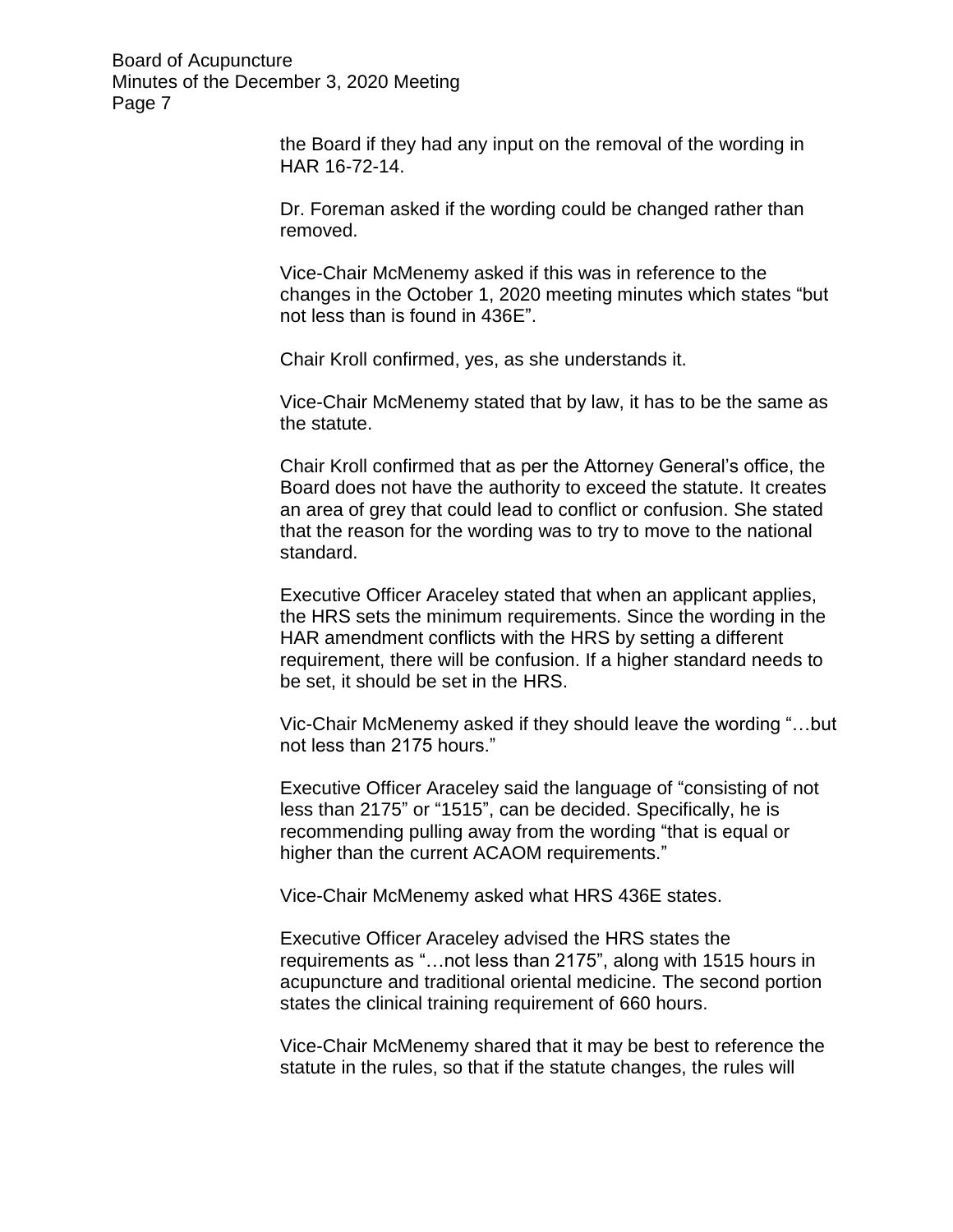the Board if they had any input on the removal of the wording in HAR 16-72-14.

Dr. Foreman asked if the wording could be changed rather than removed.

Vice-Chair McMenemy asked if this was in reference to the changes in the October 1, 2020 meeting minutes which states "but not less than is found in 436E".

Chair Kroll confirmed, yes, as she understands it.

Vice-Chair McMenemy stated that by law, it has to be the same as the statute.

Chair Kroll confirmed that as per the Attorney General's office, the Board does not have the authority to exceed the statute. It creates an area of grey that could lead to conflict or confusion. She stated that the reason for the wording was to try to move to the national standard.

Executive Officer Araceley stated that when an applicant applies, the HRS sets the minimum requirements. Since the wording in the HAR amendment conflicts with the HRS by setting a different requirement, there will be confusion. If a higher standard needs to be set, it should be set in the HRS.

Vic-Chair McMenemy asked if they should leave the wording "…but not less than 2175 hours."

Executive Officer Araceley said the language of "consisting of not less than 2175" or "1515", can be decided. Specifically, he is recommending pulling away from the wording "that is equal or higher than the current ACAOM requirements."

Vice-Chair McMenemy asked what HRS 436E states.

Executive Officer Araceley advised the HRS states the requirements as "…not less than 2175", along with 1515 hours in acupuncture and traditional oriental medicine. The second portion states the clinical training requirement of 660 hours.

Vice-Chair McMenemy shared that it may be best to reference the statute in the rules, so that if the statute changes, the rules will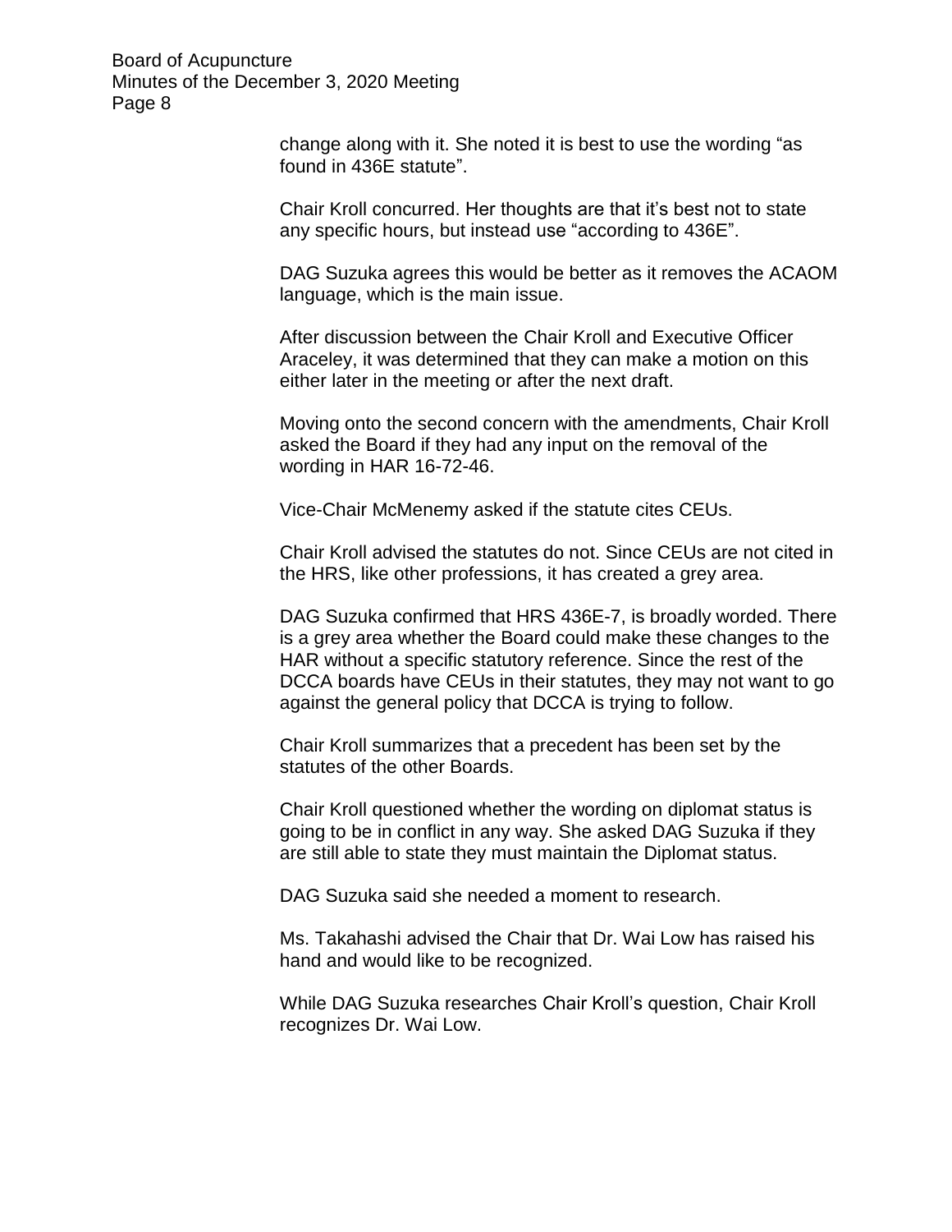change along with it. She noted it is best to use the wording "as found in 436E statute".

Chair Kroll concurred. Her thoughts are that it's best not to state any specific hours, but instead use "according to 436E".

DAG Suzuka agrees this would be better as it removes the ACAOM language, which is the main issue.

After discussion between the Chair Kroll and Executive Officer Araceley, it was determined that they can make a motion on this either later in the meeting or after the next draft.

Moving onto the second concern with the amendments, Chair Kroll asked the Board if they had any input on the removal of the wording in HAR 16-72-46.

Vice-Chair McMenemy asked if the statute cites CEUs.

Chair Kroll advised the statutes do not. Since CEUs are not cited in the HRS, like other professions, it has created a grey area.

DAG Suzuka confirmed that HRS 436E-7, is broadly worded. There is a grey area whether the Board could make these changes to the HAR without a specific statutory reference. Since the rest of the DCCA boards have CEUs in their statutes, they may not want to go against the general policy that DCCA is trying to follow.

Chair Kroll summarizes that a precedent has been set by the statutes of the other Boards.

Chair Kroll questioned whether the wording on diplomat status is going to be in conflict in any way. She asked DAG Suzuka if they are still able to state they must maintain the Diplomat status.

DAG Suzuka said she needed a moment to research.

Ms. Takahashi advised the Chair that Dr. Wai Low has raised his hand and would like to be recognized.

While DAG Suzuka researches Chair Kroll's question, Chair Kroll recognizes Dr. Wai Low.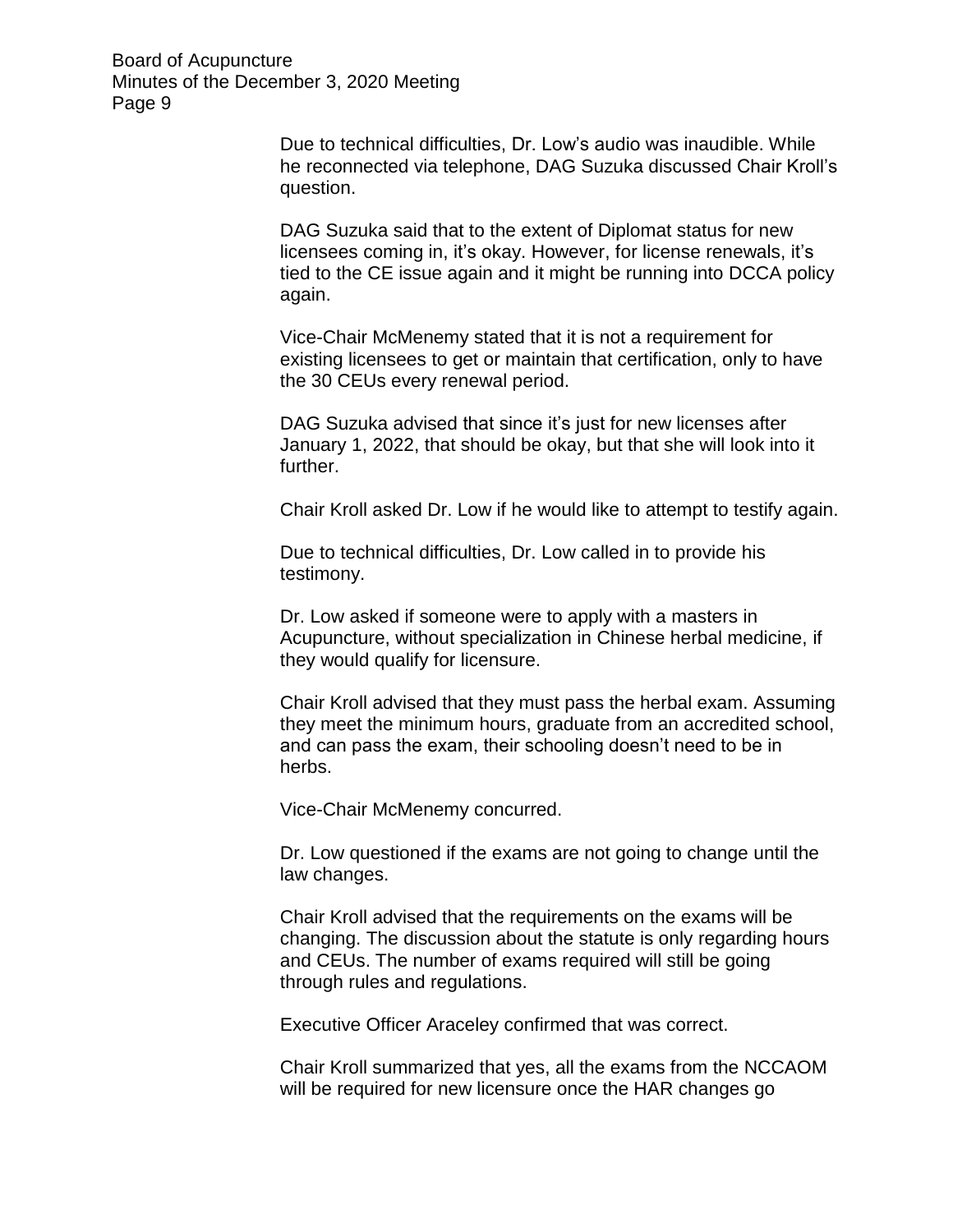Due to technical difficulties, Dr. Low's audio was inaudible. While he reconnected via telephone, DAG Suzuka discussed Chair Kroll's question.

DAG Suzuka said that to the extent of Diplomat status for new licensees coming in, it's okay. However, for license renewals, it's tied to the CE issue again and it might be running into DCCA policy again.

Vice-Chair McMenemy stated that it is not a requirement for existing licensees to get or maintain that certification, only to have the 30 CEUs every renewal period.

DAG Suzuka advised that since it's just for new licenses after January 1, 2022, that should be okay, but that she will look into it further.

Chair Kroll asked Dr. Low if he would like to attempt to testify again.

Due to technical difficulties, Dr. Low called in to provide his testimony.

Dr. Low asked if someone were to apply with a masters in Acupuncture, without specialization in Chinese herbal medicine, if they would qualify for licensure.

Chair Kroll advised that they must pass the herbal exam. Assuming they meet the minimum hours, graduate from an accredited school, and can pass the exam, their schooling doesn't need to be in herbs.

Vice-Chair McMenemy concurred.

Dr. Low questioned if the exams are not going to change until the law changes.

Chair Kroll advised that the requirements on the exams will be changing. The discussion about the statute is only regarding hours and CEUs. The number of exams required will still be going through rules and regulations.

Executive Officer Araceley confirmed that was correct.

Chair Kroll summarized that yes, all the exams from the NCCAOM will be required for new licensure once the HAR changes go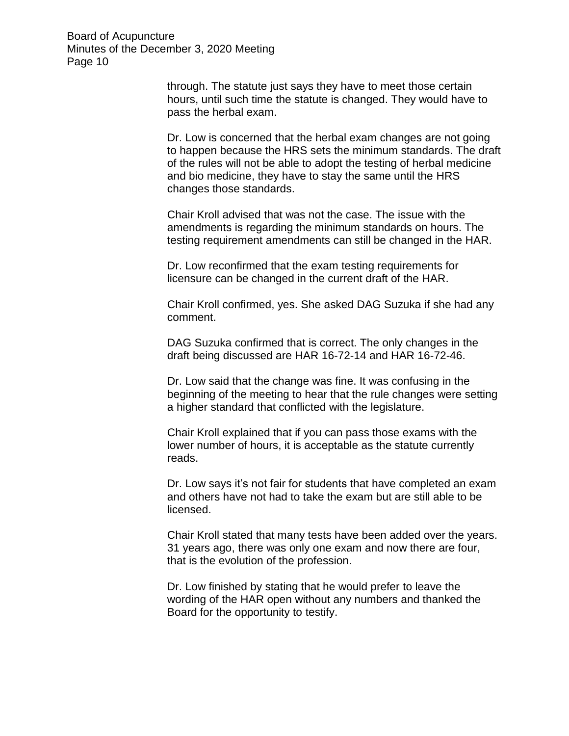through. The statute just says they have to meet those certain hours, until such time the statute is changed. They would have to pass the herbal exam.

Dr. Low is concerned that the herbal exam changes are not going to happen because the HRS sets the minimum standards. The draft of the rules will not be able to adopt the testing of herbal medicine and bio medicine, they have to stay the same until the HRS changes those standards.

Chair Kroll advised that was not the case. The issue with the amendments is regarding the minimum standards on hours. The testing requirement amendments can still be changed in the HAR.

Dr. Low reconfirmed that the exam testing requirements for licensure can be changed in the current draft of the HAR.

Chair Kroll confirmed, yes. She asked DAG Suzuka if she had any comment.

DAG Suzuka confirmed that is correct. The only changes in the draft being discussed are HAR 16-72-14 and HAR 16-72-46.

Dr. Low said that the change was fine. It was confusing in the beginning of the meeting to hear that the rule changes were setting a higher standard that conflicted with the legislature.

Chair Kroll explained that if you can pass those exams with the lower number of hours, it is acceptable as the statute currently reads.

Dr. Low says it's not fair for students that have completed an exam and others have not had to take the exam but are still able to be licensed.

Chair Kroll stated that many tests have been added over the years. 31 years ago, there was only one exam and now there are four, that is the evolution of the profession.

Dr. Low finished by stating that he would prefer to leave the wording of the HAR open without any numbers and thanked the Board for the opportunity to testify.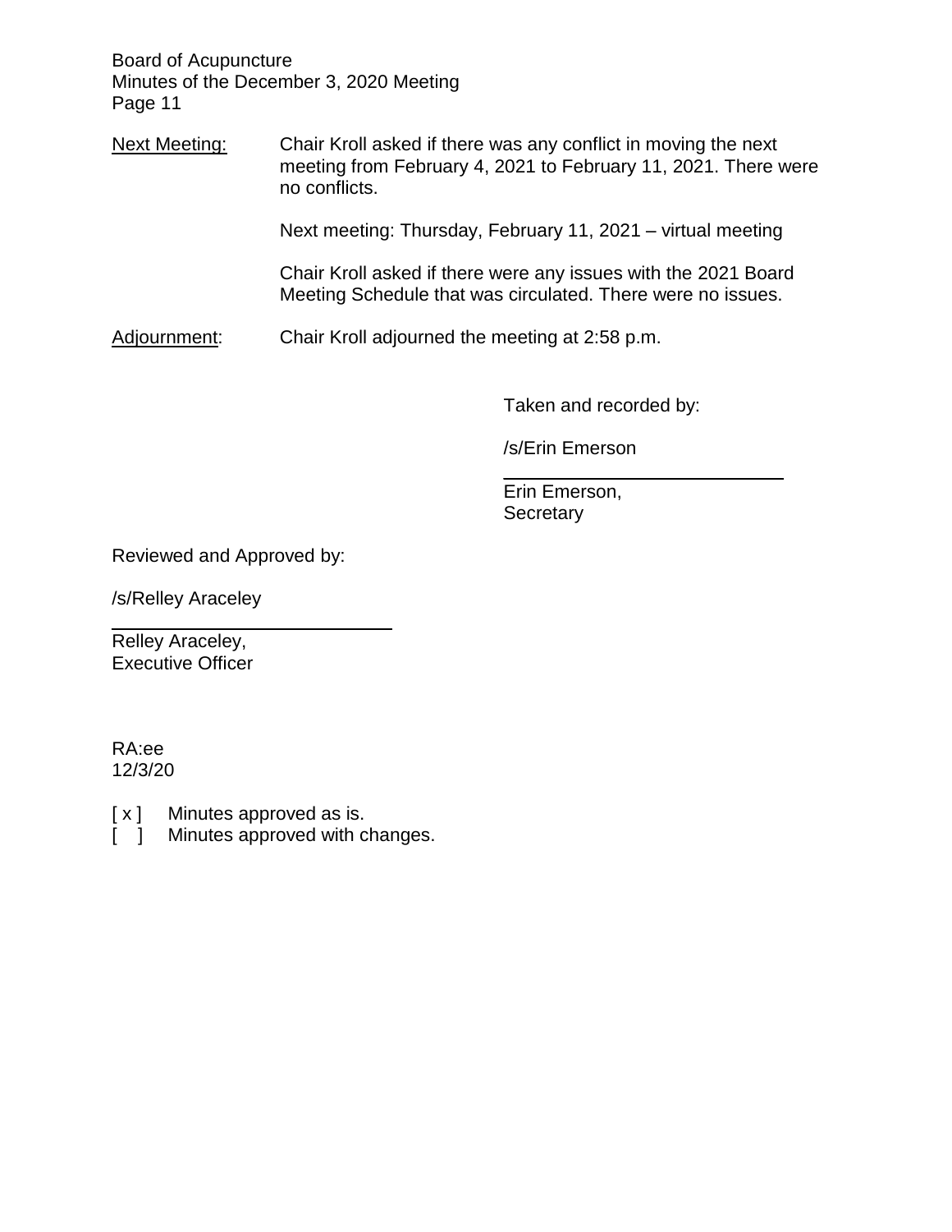Next Meeting: Chair Kroll asked if there was any conflict in moving the next meeting from February 4, 2021 to February 11, 2021. There were no conflicts.

Next meeting: Thursday, February 11, 2021 – virtual meeting

Chair Kroll asked if there were any issues with the 2021 Board Meeting Schedule that was circulated. There were no issues.

Adjournment: Chair Kroll adjourned the meeting at 2:58 p.m.

Taken and recorded by:

/s/Erin Emerson

Erin Emerson,
Secretary

Reviewed and Approved by:

/s/Relley Araceley

Relley Araceley,
Executive Officer

RA:ee
12/3/20

[ x ] Minutes approved as is.
[ ] Minutes approved with changes.